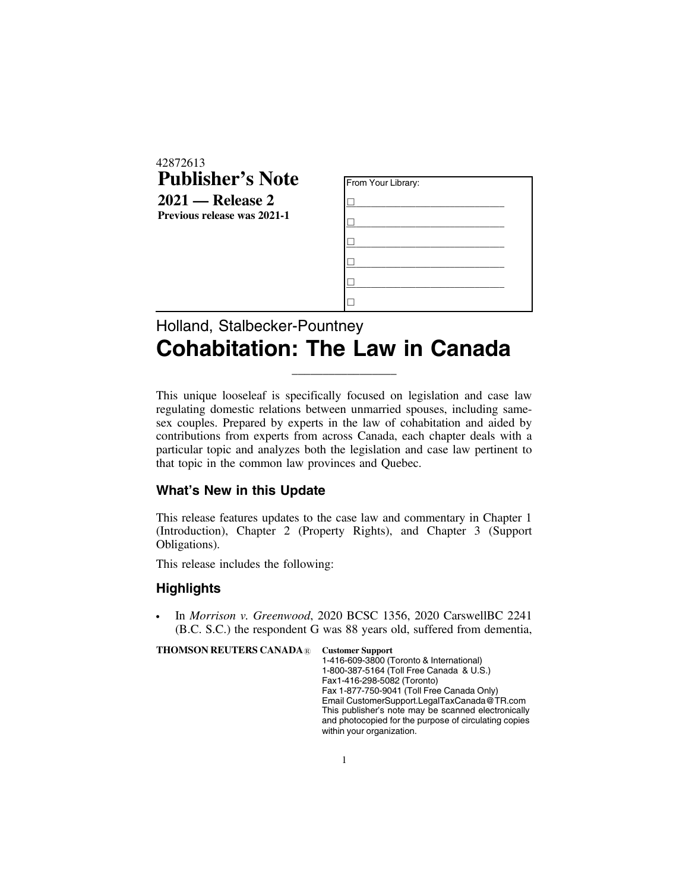42872613

# Publisher's Note

**2021 — Release 2**

**Previous release was 2021-1**

| From Your Library: |
| --- |
| ☐ |
| ☐ |
| ☐ |
| ☐ |
| ☐ |
| ☐ |

Holland, Stalbecker-Pountney

# Cohabitation: The Law in Canada

This unique looseleaf is specifically focused on legislation and case law regulating domestic relations between unmarried spouses, including same-sex couples. Prepared by experts in the law of cohabitation and aided by contributions from experts from across Canada, each chapter deals with a particular topic and analyzes both the legislation and case law pertinent to that topic in the common law provinces and Quebec.

## What's New in this Update

This release features updates to the case law and commentary in Chapter 1 (Introduction), Chapter 2 (Property Rights), and Chapter 3 (Support Obligations).

This release includes the following:

## Highlights

- In *Morrison v. Greenwood*, 2020 BCSC 1356, 2020 CarswellBC 2241 (B.C. S.C.) the respondent G was 88 years old, suffered from dementia,

**THOMSON REUTERS CANADA**®

**Customer Support**
1-416-609-3800 (Toronto & International)
1-800-387-5164 (Toll Free Canada & U.S.)
Fax1-416-298-5082 (Toronto)
Fax 1-877-750-9041 (Toll Free Canada Only)
Email CustomerSupport.LegalTaxCanada@TR.com
This publisher's note may be scanned electronically and photocopied for the purpose of circulating copies within your organization.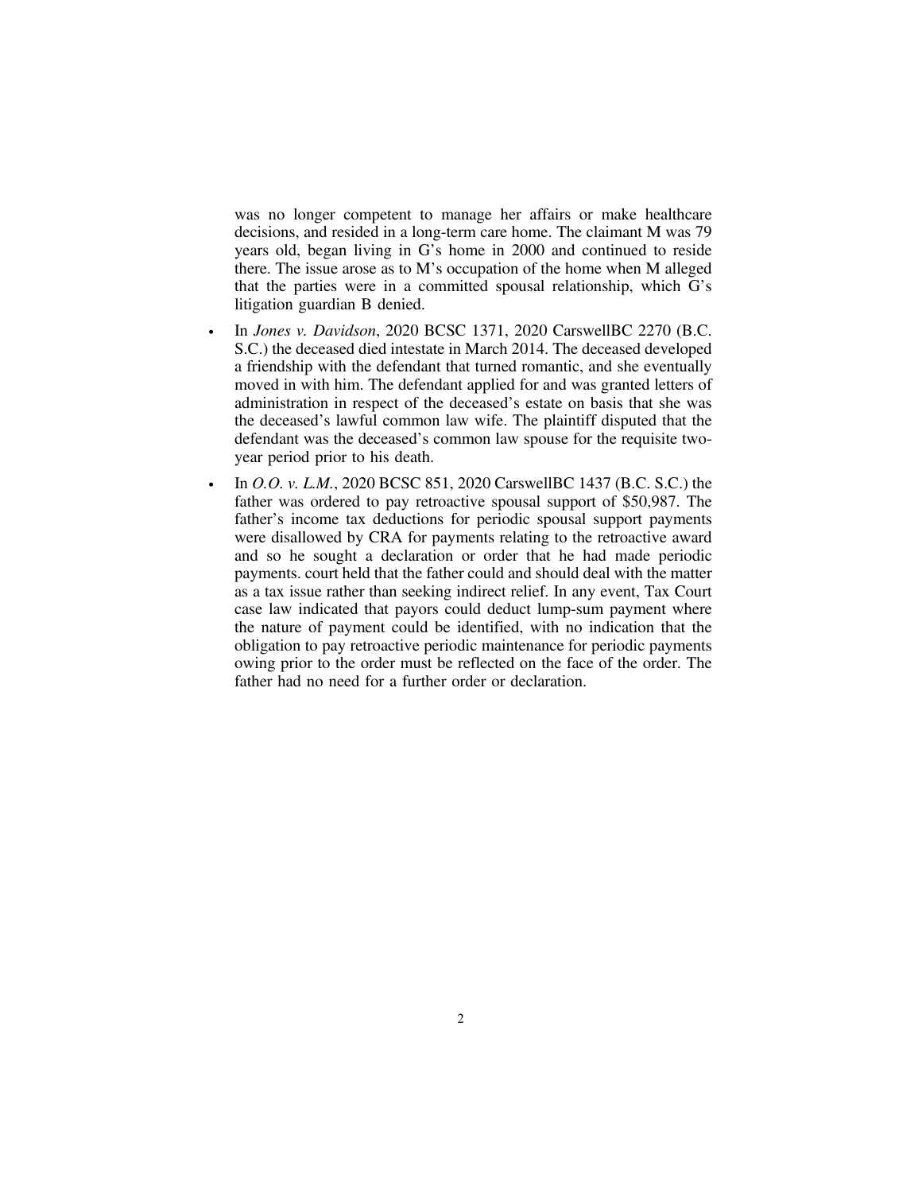was no longer competent to manage her affairs or make healthcare decisions, and resided in a long-term care home. The claimant M was 79 years old, began living in G's home in 2000 and continued to reside there. The issue arose as to M's occupation of the home when M alleged that the parties were in a committed spousal relationship, which G's litigation guardian B denied.

- In *Jones v. Davidson*, 2020 BCSC 1371, 2020 CarswellBC 2270 (B.C. S.C.) the deceased died intestate in March 2014. The deceased developed a friendship with the defendant that turned romantic, and she eventually moved in with him. The defendant applied for and was granted letters of administration in respect of the deceased's estate on basis that she was the deceased's lawful common law wife. The plaintiff disputed that the defendant was the deceased's common law spouse for the requisite two-year period prior to his death.
- In *O.O. v. L.M.*, 2020 BCSC 851, 2020 CarswellBC 1437 (B.C. S.C.) the father was ordered to pay retroactive spousal support of $50,987. The father's income tax deductions for periodic spousal support payments were disallowed by CRA for payments relating to the retroactive award and so he sought a declaration or order that he had made periodic payments. court held that the father could and should deal with the matter as a tax issue rather than seeking indirect relief. In any event, Tax Court case law indicated that payors could deduct lump-sum payment where the nature of payment could be identified, with no indication that the obligation to pay retroactive periodic maintenance for periodic payments owing prior to the order must be reflected on the face of the order. The father had no need for a further order or declaration.